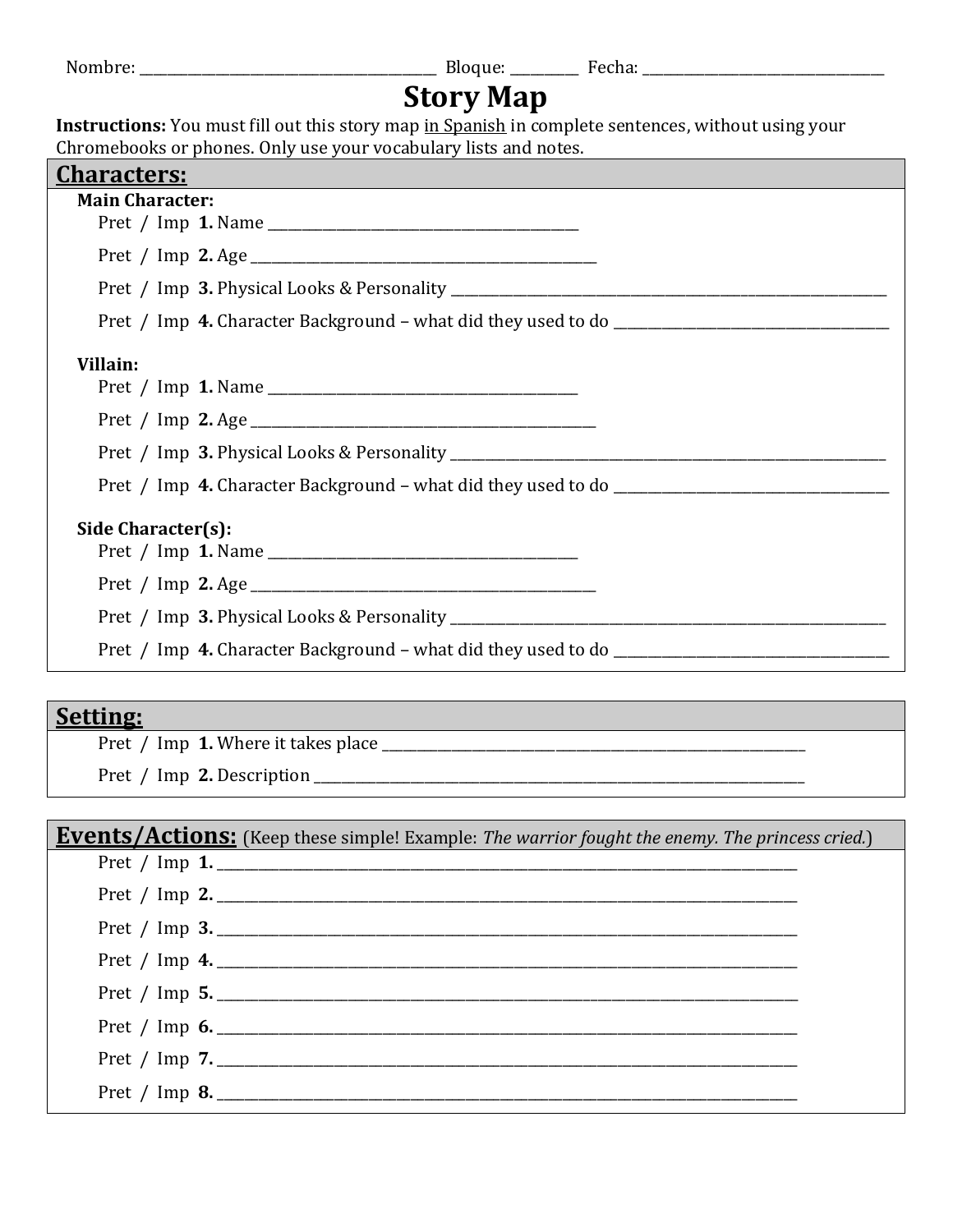Nombre: ______________________________ Bloque: ________ Fecha: ____________________________

# Story Map

**Instructions:** You must fill out this story map <u>in Spanish</u> in complete sentences, without using your Chromebooks or phones. Only use your vocabulary lists and notes.

## Characters:

**Main Character:**

Pret / Imp **1.** Name ______________________________

Pret / Imp **2.** Age ______________________________

Pret / Imp **3.** Physical Looks & Personality ______________________________

Pret / Imp **4.** Character Background – what did they used to do ______________________________

**Villain:**

Pret / Imp **1.** Name ______________________________

Pret / Imp **2.** Age ______________________________

Pret / Imp **3.** Physical Looks & Personality ______________________________

Pret / Imp **4.** Character Background – what did they used to do ______________________________

**Side Character(s):**

Pret / Imp **1.** Name ______________________________

Pret / Imp **2.** Age ______________________________

Pret / Imp **3.** Physical Looks & Personality ______________________________

Pret / Imp **4.** Character Background – what did they used to do ______________________________

## Setting:

Pret / Imp **1.** Where it takes place ______________________________

Pret / Imp **2.** Description ______________________________

## Events/Actions: (Keep these simple! Example: *The warrior fought the enemy. The princess cried.*)

Pret / Imp **1.** ______________________________

Pret / Imp **2.** ______________________________

Pret / Imp **3.** ______________________________

Pret / Imp **4.** ______________________________

Pret / Imp **5.** ______________________________

Pret / Imp **6.** ______________________________

Pret / Imp **7.** ______________________________

Pret / Imp **8.** ______________________________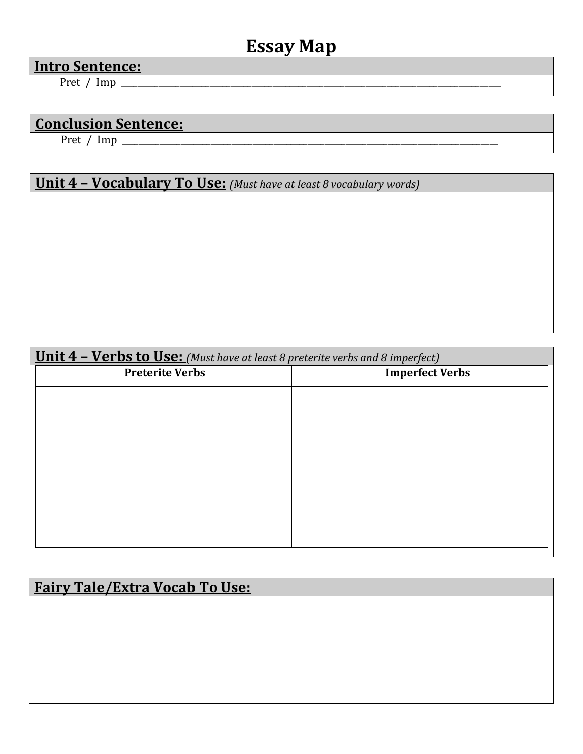# Essay Map

## Intro Sentence:

Pret / Imp ___________________________________________________________________________________

## Conclusion Sentence:

Pret / Imp ___________________________________________________________________________________

## Unit 4 – Vocabulary To Use: *(Must have at least 8 vocabulary words)*

## Unit 4 – Verbs to Use: *(Must have at least 8 preterite verbs and 8 imperfect)*

| Preterite Verbs | Imperfect Verbs |
|---|---|
| | |

## Fairy Tale/Extra Vocab To Use: